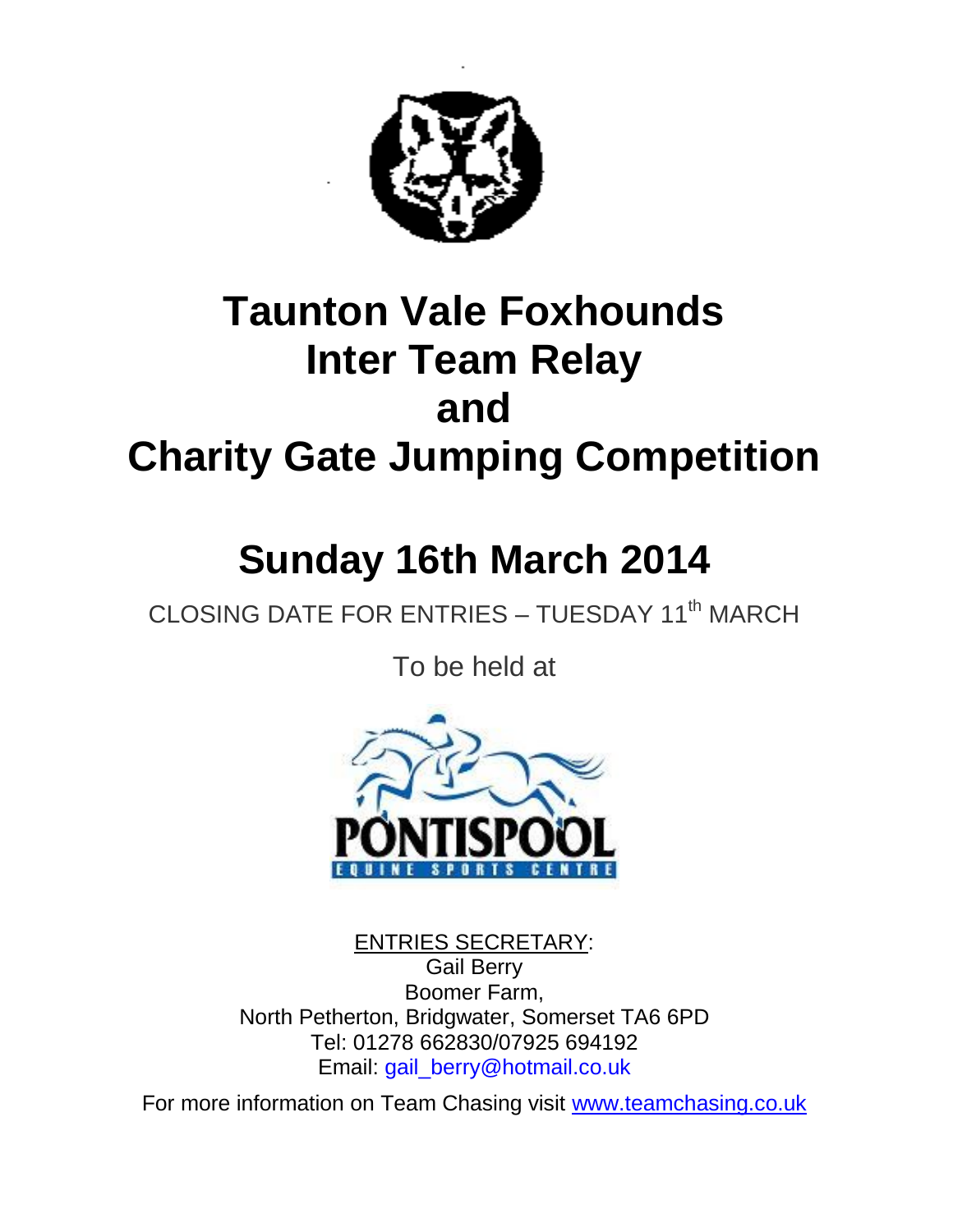# Taunton Vale Foxhounds Inter Team Relay and Charity Gate Jumping Competition

# Sunday 16th March 2014

CLOSING DATE FOR ENTRIES – TUESDAY 11th MARCH

To be held at

PONTISPOOL
EQUINE SPORTS CENTRE

ENTRIES SECRETARY:
Gail Berry
Boomer Farm,
North Petherton, Bridgwater, Somerset TA6 6PD
Tel: 01278 662830/07925 694192
Email: gail_berry@hotmail.co.uk

For more information on Team Chasing visit www.teamchasing.co.uk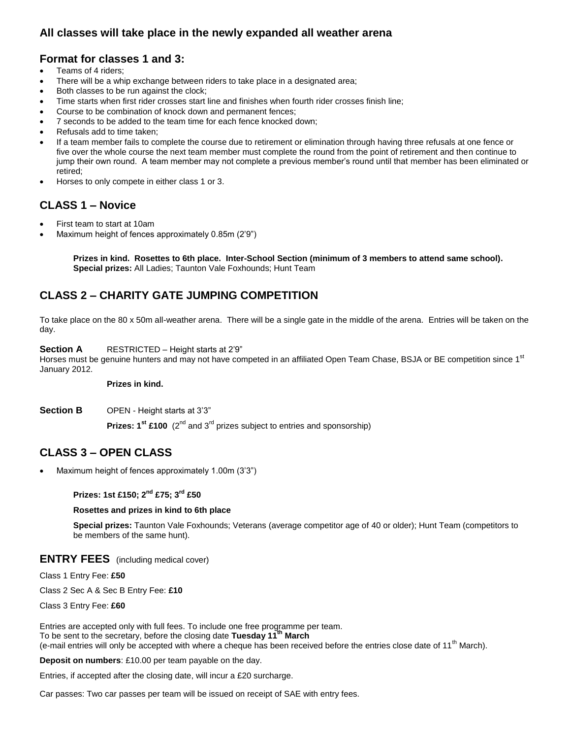## All classes will take place in the newly expanded all weather arena

## Format for classes 1 and 3:

- Teams of 4 riders;
- There will be a whip exchange between riders to take place in a designated area;
- Both classes to be run against the clock;
- Time starts when first rider crosses start line and finishes when fourth rider crosses finish line;
- Course to be combination of knock down and permanent fences;
- 7 seconds to be added to the team time for each fence knocked down;
- Refusals add to time taken;
- If a team member fails to complete the course due to retirement or elimination through having three refusals at one fence or five over the whole course the next team member must complete the round from the point of retirement and then continue to jump their own round. A team member may not complete a previous member's round until that member has been eliminated or retired;
- Horses to only compete in either class 1 or 3.

## CLASS 1 – Novice

- First team to start at 10am
- Maximum height of fences approximately 0.85m (2'9")

**Prizes in kind. Rosettes to 6th place. Inter-School Section (minimum of 3 members to attend same school).**
**Special prizes:** All Ladies; Taunton Vale Foxhounds; Hunt Team

## CLASS 2 – CHARITY GATE JUMPING COMPETITION

To take place on the 80 x 50m all-weather arena. There will be a single gate in the middle of the arena. Entries will be taken on the day.

**Section A** RESTRICTED – Height starts at 2'9"
Horses must be genuine hunters and may not have competed in an affiliated Open Team Chase, BSJA or BE competition since 1st January 2012.

**Prizes in kind.**

**Section B** OPEN - Height starts at 3'3"

**Prizes: 1st £100** (2nd and 3rd prizes subject to entries and sponsorship)

## CLASS 3 – OPEN CLASS

- Maximum height of fences approximately 1.00m (3'3")

**Prizes: 1st £150; 2nd £75; 3rd £50**

**Rosettes and prizes in kind to 6th place**

**Special prizes:** Taunton Vale Foxhounds; Veterans (average competitor age of 40 or older); Hunt Team (competitors to be members of the same hunt).

## ENTRY FEES (including medical cover)

Class 1 Entry Fee: **£50**

Class 2 Sec A & Sec B Entry Fee: **£10**

Class 3 Entry Fee: **£60**

Entries are accepted only with full fees. To include one free programme per team.
To be sent to the secretary, before the closing date **Tuesday 11th March**
(e-mail entries will only be accepted with where a cheque has been received before the entries close date of 11th March).

**Deposit on numbers**: £10.00 per team payable on the day.

Entries, if accepted after the closing date, will incur a £20 surcharge.

Car passes: Two car passes per team will be issued on receipt of SAE with entry fees.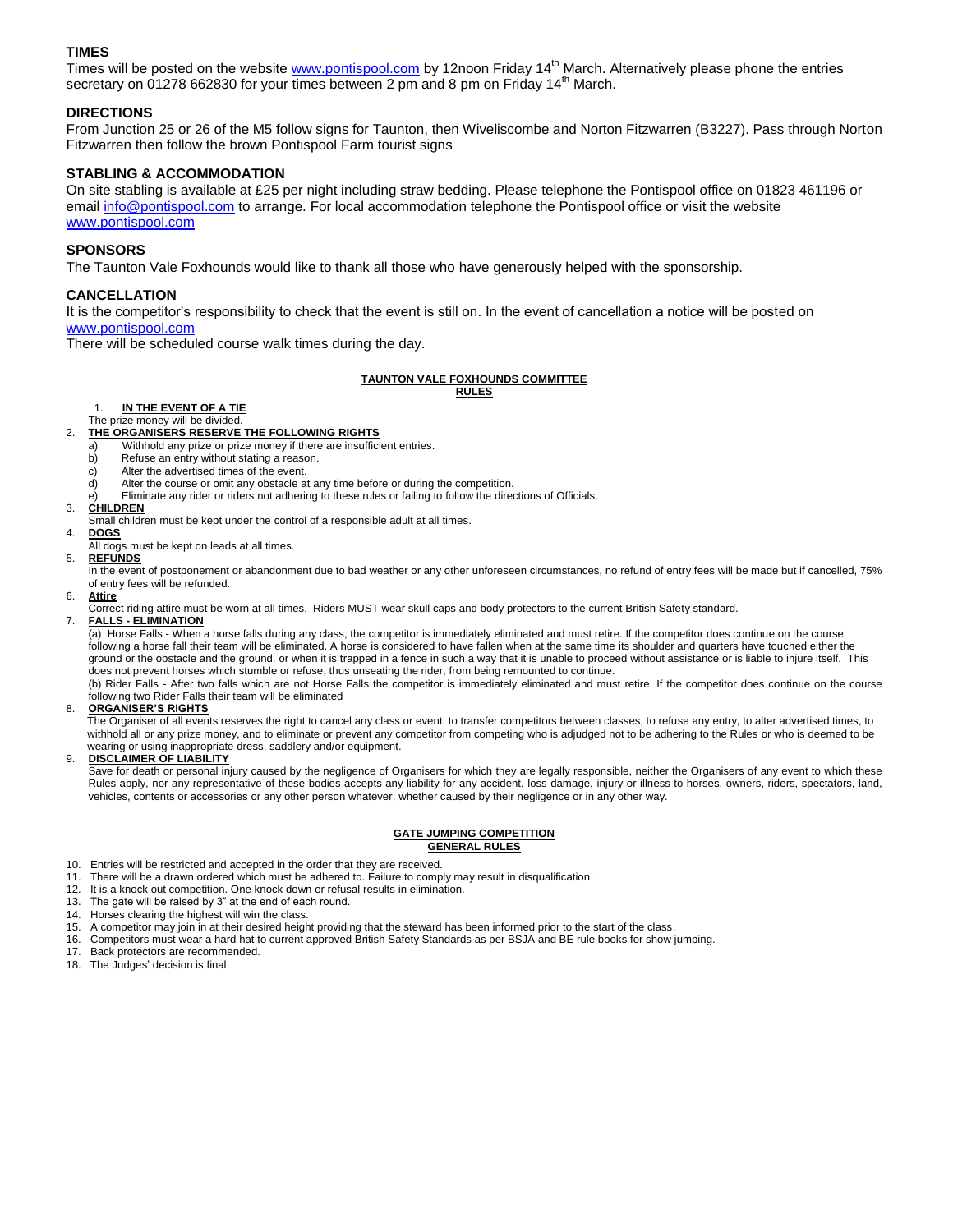## TIMES

Times will be posted on the website www.pontispool.com by 12noon Friday 14th March. Alternatively please phone the entries secretary on 01278 662830 for your times between 2 pm and 8 pm on Friday 14th March.

## DIRECTIONS

From Junction 25 or 26 of the M5 follow signs for Taunton, then Wiveliscombe and Norton Fitzwarren (B3227). Pass through Norton Fitzwarren then follow the brown Pontispool Farm tourist signs

## STABLING & ACCOMMODATION

On site stabling is available at £25 per night including straw bedding. Please telephone the Pontispool office on 01823 461196 or email info@pontispool.com to arrange. For local accommodation telephone the Pontispool office or visit the website www.pontispool.com

## SPONSORS

The Taunton Vale Foxhounds would like to thank all those who have generously helped with the sponsorship.

## CANCELLATION

It is the competitor's responsibility to check that the event is still on. In the event of cancellation a notice will be posted on www.pontispool.com

There will be scheduled course walk times during the day.

### TAUNTON VALE FOXHOUNDS COMMITTEE RULES

1. **IN THE EVENT OF A TIE**
   The prize money will be divided.
2. **THE ORGANISERS RESERVE THE FOLLOWING RIGHTS**
   a) Withhold any prize or prize money if there are insufficient entries.
   b) Refuse an entry without stating a reason.
   c) Alter the advertised times of the event.
   d) Alter the course or omit any obstacle at any time before or during the competition.
   e) Eliminate any rider or riders not adhering to these rules or failing to follow the directions of Officials.
3. **CHILDREN**
   Small children must be kept under the control of a responsible adult at all times.
4. **DOGS**
   All dogs must be kept on leads at all times.
5. **REFUNDS**
   In the event of postponement or abandonment due to bad weather or any other unforeseen circumstances, no refund of entry fees will be made but if cancelled, 75% of entry fees will be refunded.
6. **Attire**
   Correct riding attire must be worn at all times. Riders MUST wear skull caps and body protectors to the current British Safety standard.
7. **FALLS - ELIMINATION**
   (a) Horse Falls - When a horse falls during any class, the competitor is immediately eliminated and must retire. If the competitor does continue on the course following a horse fall their team will be eliminated. A horse is considered to have fallen when at the same time its shoulder and quarters have touched either the ground or the obstacle and the ground, or when it is trapped in a fence in such a way that it is unable to proceed without assistance or is liable to injure itself. This does not prevent horses which stumble or refuse, thus unseating the rider, from being remounted to continue.
   (b) Rider Falls - After two falls which are not Horse Falls the competitor is immediately eliminated and must retire. If the competitor does continue on the course following two Rider Falls their team will be eliminated
8. **ORGANISER'S RIGHTS**
   The Organiser of all events reserves the right to cancel any class or event, to transfer competitors between classes, to refuse any entry, to alter advertised times, to withhold all or any prize money, and to eliminate or prevent any competitor from competing who is adjudged not to be adhering to the Rules or who is deemed to be wearing or using inappropriate dress, saddlery and/or equipment.
9. **DISCLAIMER OF LIABILITY**
   Save for death or personal injury caused by the negligence of Organisers for which they are legally responsible, neither the Organisers of any event to which these Rules apply, nor any representative of these bodies accepts any liability for any accident, loss damage, injury or illness to horses, owners, riders, spectators, land, vehicles, contents or accessories or any other person whatever, whether caused by their negligence or in any other way.

### GATE JUMPING COMPETITION GENERAL RULES

10. Entries will be restricted and accepted in the order that they are received.
11. There will be a drawn ordered which must be adhered to. Failure to comply may result in disqualification.
12. It is a knock out competition. One knock down or refusal results in elimination.
13. The gate will be raised by 3" at the end of each round.
14. Horses clearing the highest will win the class.
15. A competitor may join in at their desired height providing that the steward has been informed prior to the start of the class.
16. Competitors must wear a hard hat to current approved British Safety Standards as per BSJA and BE rule books for show jumping.
17. Back protectors are recommended.
18. The Judges' decision is final.